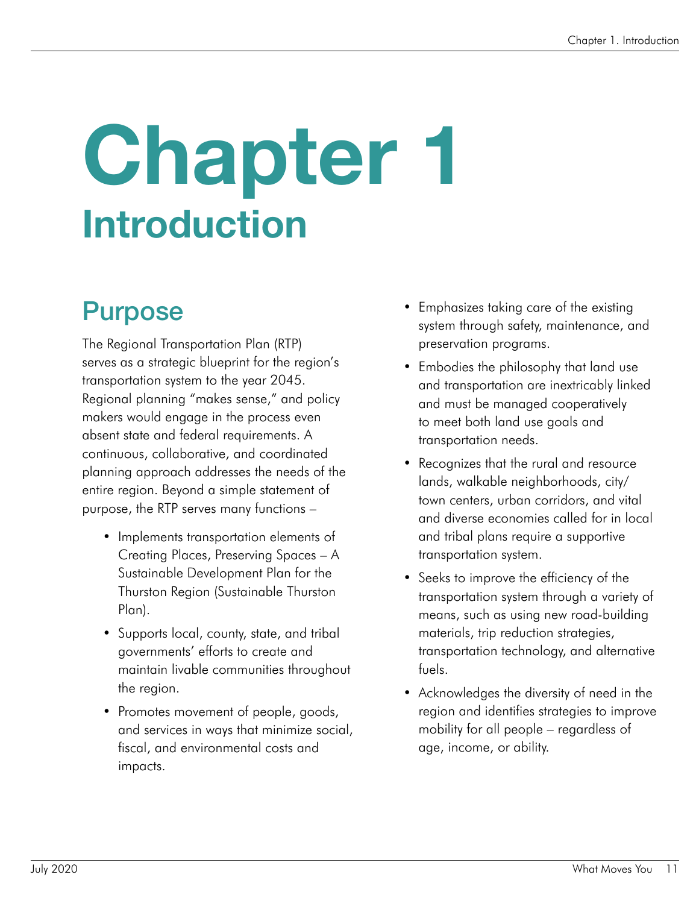# Chapter 1
## Introduction

## Purpose

The Regional Transportation Plan (RTP) serves as a strategic blueprint for the region's transportation system to the year 2045. Regional planning "makes sense," and policy makers would engage in the process even absent state and federal requirements. A continuous, collaborative, and coordinated planning approach addresses the needs of the entire region. Beyond a simple statement of purpose, the RTP serves many functions –

- Implements transportation elements of Creating Places, Preserving Spaces – A Sustainable Development Plan for the Thurston Region (Sustainable Thurston Plan).
- Supports local, county, state, and tribal governments' efforts to create and maintain livable communities throughout the region.
- Promotes movement of people, goods, and services in ways that minimize social, fiscal, and environmental costs and impacts.
- Emphasizes taking care of the existing system through safety, maintenance, and preservation programs.
- Embodies the philosophy that land use and transportation are inextricably linked and must be managed cooperatively to meet both land use goals and transportation needs.
- Recognizes that the rural and resource lands, walkable neighborhoods, city/town centers, urban corridors, and vital and diverse economies called for in local and tribal plans require a supportive transportation system.
- Seeks to improve the efficiency of the transportation system through a variety of means, such as using new road-building materials, trip reduction strategies, transportation technology, and alternative fuels.
- Acknowledges the diversity of need in the region and identifies strategies to improve mobility for all people – regardless of age, income, or ability.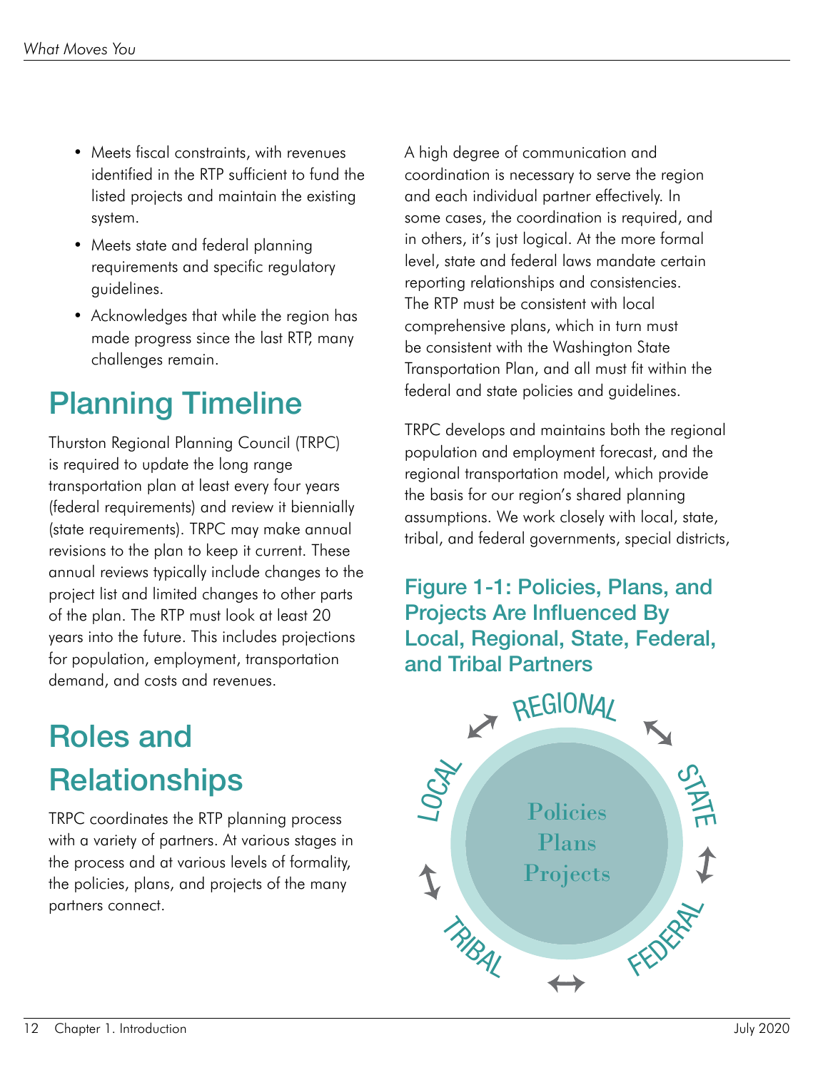- Meets fiscal constraints, with revenues identified in the RTP sufficient to fund the listed projects and maintain the existing system.
- Meets state and federal planning requirements and specific regulatory guidelines.
- Acknowledges that while the region has made progress since the last RTP, many challenges remain.

## Planning Timeline

Thurston Regional Planning Council (TRPC) is required to update the long range transportation plan at least every four years (federal requirements) and review it biennially (state requirements). TRPC may make annual revisions to the plan to keep it current. These annual reviews typically include changes to the project list and limited changes to other parts of the plan. The RTP must look at least 20 years into the future. This includes projections for population, employment, transportation demand, and costs and revenues.

## Roles and Relationships

TRPC coordinates the RTP planning process with a variety of partners. At various stages in the process and at various levels of formality, the policies, plans, and projects of the many partners connect.

A high degree of communication and coordination is necessary to serve the region and each individual partner effectively. In some cases, the coordination is required, and in others, it's just logical. At the more formal level, state and federal laws mandate certain reporting relationships and consistencies. The RTP must be consistent with local comprehensive plans, which in turn must be consistent with the Washington State Transportation Plan, and all must fit within the federal and state policies and guidelines.

TRPC develops and maintains both the regional population and employment forecast, and the regional transportation model, which provide the basis for our region's shared planning assumptions. We work closely with local, state, tribal, and federal governments, special districts,

**Figure 1-1: Policies, Plans, and Projects Are Influenced By Local, Regional, State, Federal, and Tribal Partners**

REGIONAL, STATE, FEDERAL, TRIBAL, LOCAL

Policies
Plans
Projects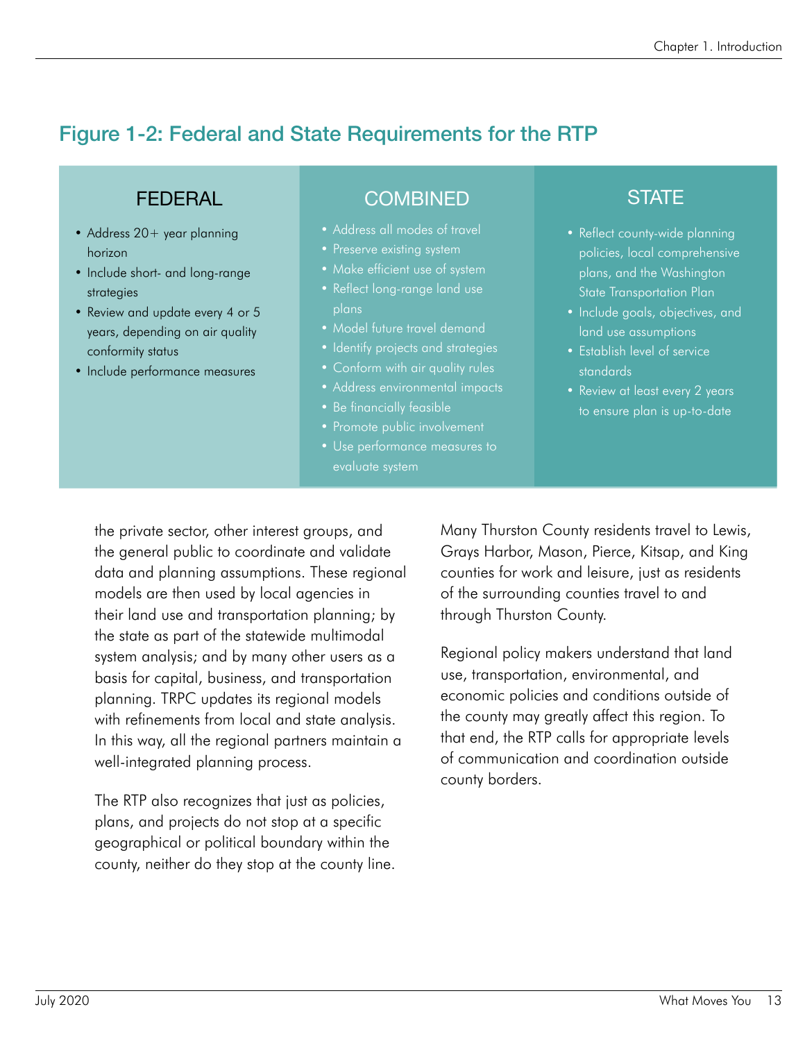## Figure 1-2: Federal and State Requirements for the RTP

### FEDERAL

- Address 20+ year planning horizon
- Include short- and long-range strategies
- Review and update every 4 or 5 years, depending on air quality conformity status
- Include performance measures

### COMBINED

- Address all modes of travel
- Preserve existing system
- Make efficient use of system
- Reflect long-range land use plans
- Model future travel demand
- Identify projects and strategies
- Conform with air quality rules
- Address environmental impacts
- Be financially feasible
- Promote public involvement
- Use performance measures to evaluate system

### STATE

- Reflect county-wide planning policies, local comprehensive plans, and the Washington State Transportation Plan
- Include goals, objectives, and land use assumptions
- Establish level of service standards
- Review at least every 2 years to ensure plan is up-to-date

the private sector, other interest groups, and the general public to coordinate and validate data and planning assumptions. These regional models are then used by local agencies in their land use and transportation planning; by the state as part of the statewide multimodal system analysis; and by many other users as a basis for capital, business, and transportation planning. TRPC updates its regional models with refinements from local and state analysis. In this way, all the regional partners maintain a well-integrated planning process.

The RTP also recognizes that just as policies, plans, and projects do not stop at a specific geographical or political boundary within the county, neither do they stop at the county line. Many Thurston County residents travel to Lewis, Grays Harbor, Mason, Pierce, Kitsap, and King counties for work and leisure, just as residents of the surrounding counties travel to and through Thurston County.

Regional policy makers understand that land use, transportation, environmental, and economic policies and conditions outside of the county may greatly affect this region. To that end, the RTP calls for appropriate levels of communication and coordination outside county borders.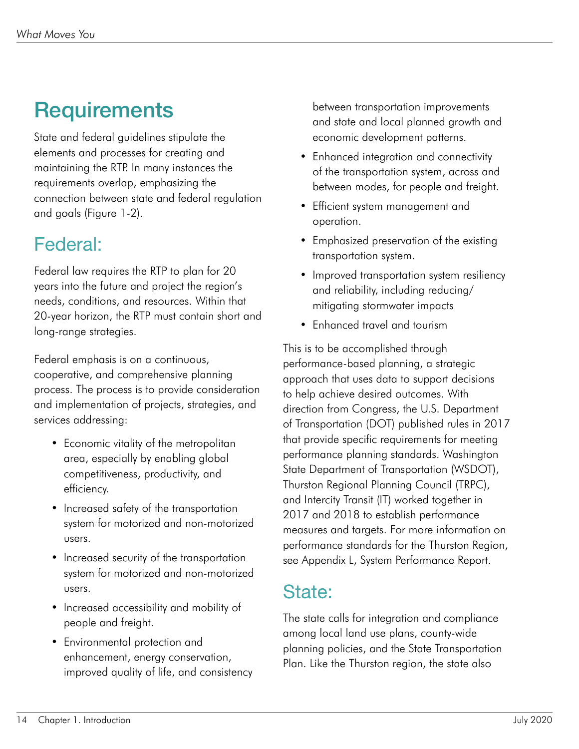# Requirements

State and federal guidelines stipulate the elements and processes for creating and maintaining the RTP. In many instances the requirements overlap, emphasizing the connection between state and federal regulation and goals (Figure 1-2).

## Federal:

Federal law requires the RTP to plan for 20 years into the future and project the region's needs, conditions, and resources. Within that 20-year horizon, the RTP must contain short and long-range strategies.

Federal emphasis is on a continuous, cooperative, and comprehensive planning process. The process is to provide consideration and implementation of projects, strategies, and services addressing:

- Economic vitality of the metropolitan area, especially by enabling global competitiveness, productivity, and efficiency.
- Increased safety of the transportation system for motorized and non-motorized users.
- Increased security of the transportation system for motorized and non-motorized users.
- Increased accessibility and mobility of people and freight.
- Environmental protection and enhancement, energy conservation, improved quality of life, and consistency between transportation improvements and state and local planned growth and economic development patterns.
- Enhanced integration and connectivity of the transportation system, across and between modes, for people and freight.
- Efficient system management and operation.
- Emphasized preservation of the existing transportation system.
- Improved transportation system resiliency and reliability, including reducing/mitigating stormwater impacts
- Enhanced travel and tourism

This is to be accomplished through performance-based planning, a strategic approach that uses data to support decisions to help achieve desired outcomes. With direction from Congress, the U.S. Department of Transportation (DOT) published rules in 2017 that provide specific requirements for meeting performance planning standards. Washington State Department of Transportation (WSDOT), Thurston Regional Planning Council (TRPC), and Intercity Transit (IT) worked together in 2017 and 2018 to establish performance measures and targets. For more information on performance standards for the Thurston Region, see Appendix L, System Performance Report.

## State:

The state calls for integration and compliance among local land use plans, county-wide planning policies, and the State Transportation Plan. Like the Thurston region, the state also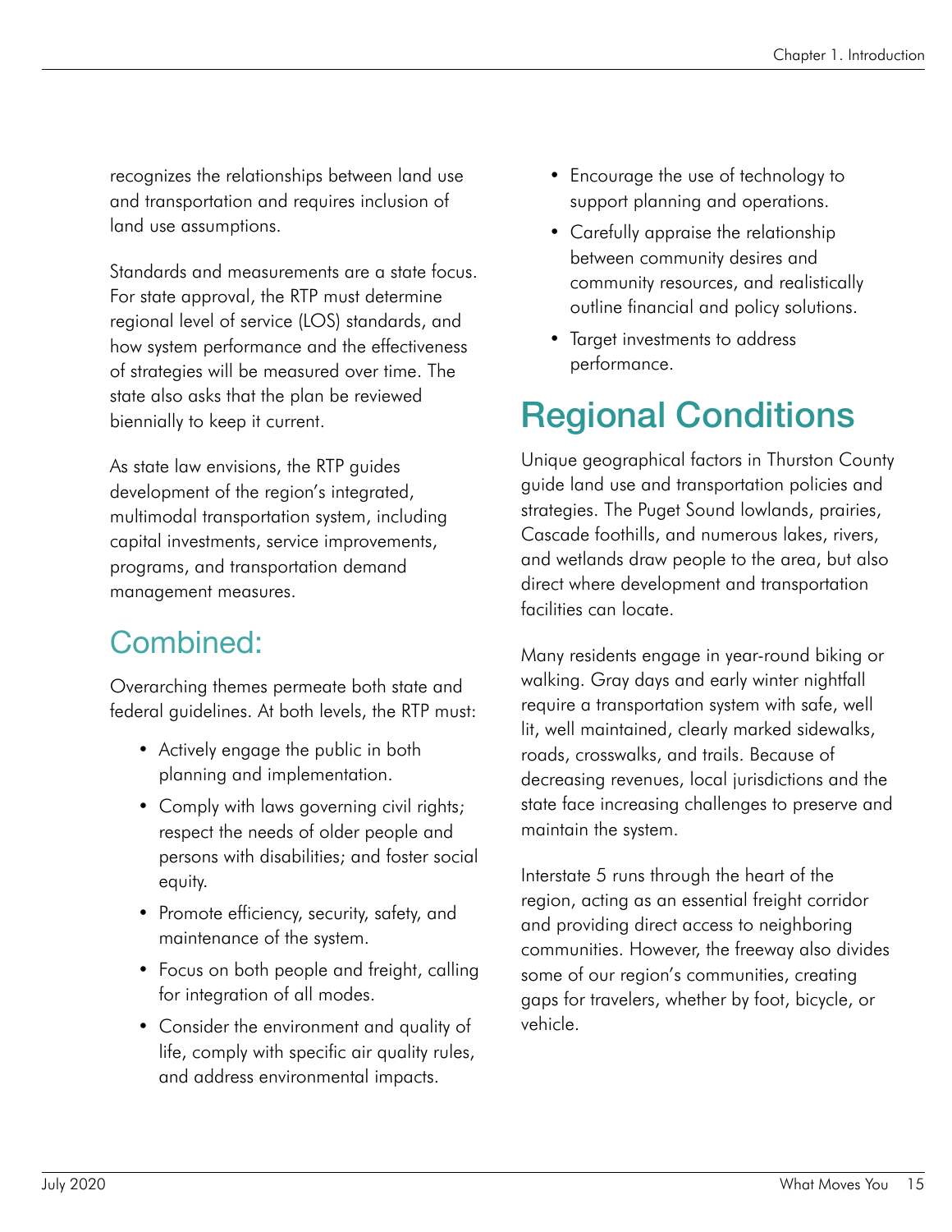recognizes the relationships between land use and transportation and requires inclusion of land use assumptions.

Standards and measurements are a state focus. For state approval, the RTP must determine regional level of service (LOS) standards, and how system performance and the effectiveness of strategies will be measured over time. The state also asks that the plan be reviewed biennially to keep it current.

As state law envisions, the RTP guides development of the region's integrated, multimodal transportation system, including capital investments, service improvements, programs, and transportation demand management measures.

## Combined:

Overarching themes permeate both state and federal guidelines. At both levels, the RTP must:

- Actively engage the public in both planning and implementation.
- Comply with laws governing civil rights; respect the needs of older people and persons with disabilities; and foster social equity.
- Promote efficiency, security, safety, and maintenance of the system.
- Focus on both people and freight, calling for integration of all modes.
- Consider the environment and quality of life, comply with specific air quality rules, and address environmental impacts.
- Encourage the use of technology to support planning and operations.
- Carefully appraise the relationship between community desires and community resources, and realistically outline financial and policy solutions.
- Target investments to address performance.

# Regional Conditions

Unique geographical factors in Thurston County guide land use and transportation policies and strategies. The Puget Sound lowlands, prairies, Cascade foothills, and numerous lakes, rivers, and wetlands draw people to the area, but also direct where development and transportation facilities can locate.

Many residents engage in year-round biking or walking. Gray days and early winter nightfall require a transportation system with safe, well lit, well maintained, clearly marked sidewalks, roads, crosswalks, and trails. Because of decreasing revenues, local jurisdictions and the state face increasing challenges to preserve and maintain the system.

Interstate 5 runs through the heart of the region, acting as an essential freight corridor and providing direct access to neighboring communities. However, the freeway also divides some of our region's communities, creating gaps for travelers, whether by foot, bicycle, or vehicle.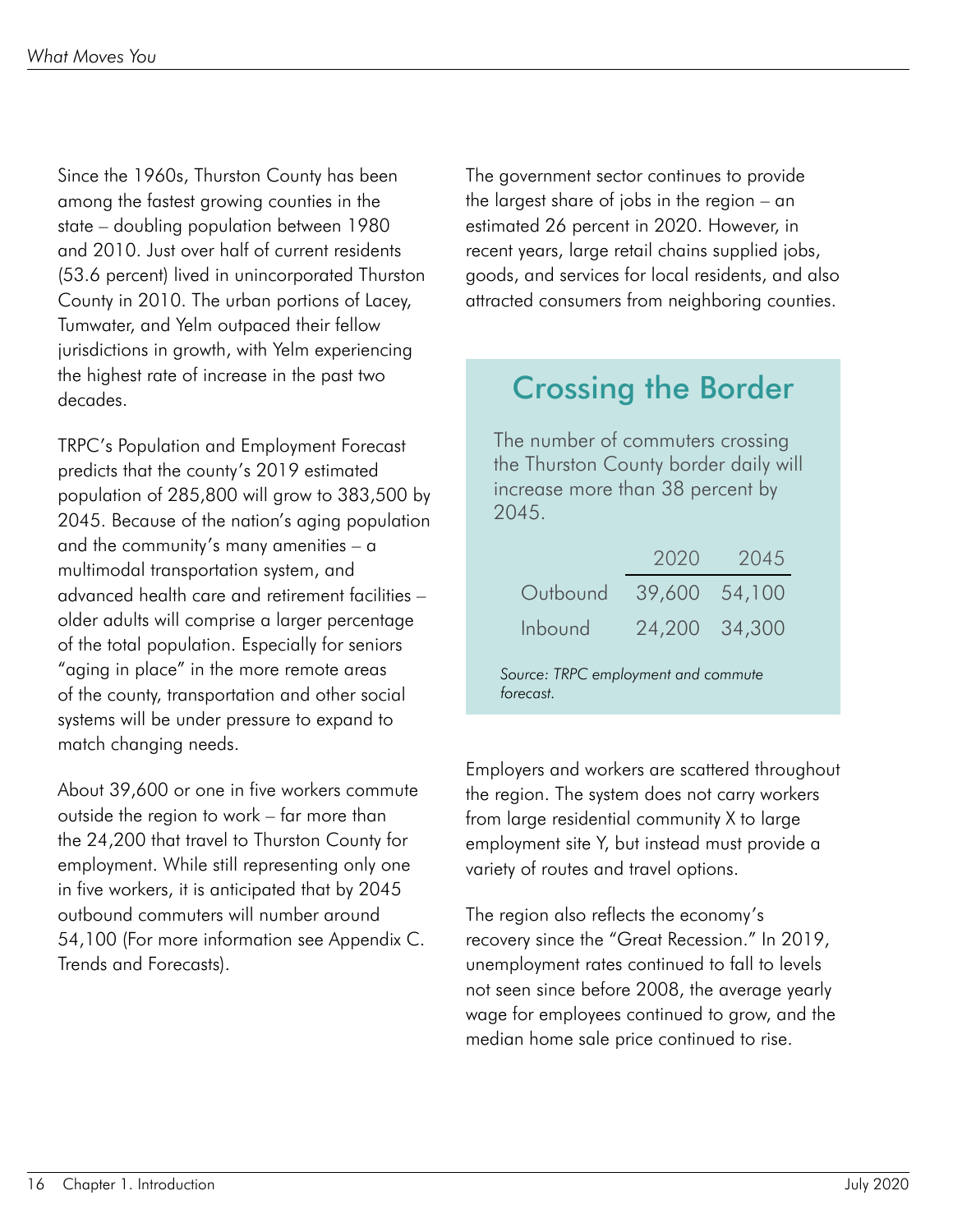Since the 1960s, Thurston County has been among the fastest growing counties in the state – doubling population between 1980 and 2010. Just over half of current residents (53.6 percent) lived in unincorporated Thurston County in 2010. The urban portions of Lacey, Tumwater, and Yelm outpaced their fellow jurisdictions in growth, with Yelm experiencing the highest rate of increase in the past two decades.

TRPC's Population and Employment Forecast predicts that the county's 2019 estimated population of 285,800 will grow to 383,500 by 2045. Because of the nation's aging population and the community's many amenities – a multimodal transportation system, and advanced health care and retirement facilities – older adults will comprise a larger percentage of the total population. Especially for seniors "aging in place" in the more remote areas of the county, transportation and other social systems will be under pressure to expand to match changing needs.

About 39,600 or one in five workers commute outside the region to work – far more than the 24,200 that travel to Thurston County for employment. While still representing only one in five workers, it is anticipated that by 2045 outbound commuters will number around 54,100 (For more information see Appendix C. Trends and Forecasts).

The government sector continues to provide the largest share of jobs in the region – an estimated 26 percent in 2020. However, in recent years, large retail chains supplied jobs, goods, and services for local residents, and also attracted consumers from neighboring counties.

## Crossing the Border

The number of commuters crossing the Thurston County border daily will increase more than 38 percent by 2045.

| | 2020 | 2045 |
|---|---|---|
| Outbound | 39,600 | 54,100 |
| Inbound | 24,200 | 34,300 |

*Source: TRPC employment and commute forecast.*

Employers and workers are scattered throughout the region. The system does not carry workers from large residential community X to large employment site Y, but instead must provide a variety of routes and travel options.

The region also reflects the economy's recovery since the "Great Recession." In 2019, unemployment rates continued to fall to levels not seen since before 2008, the average yearly wage for employees continued to grow, and the median home sale price continued to rise.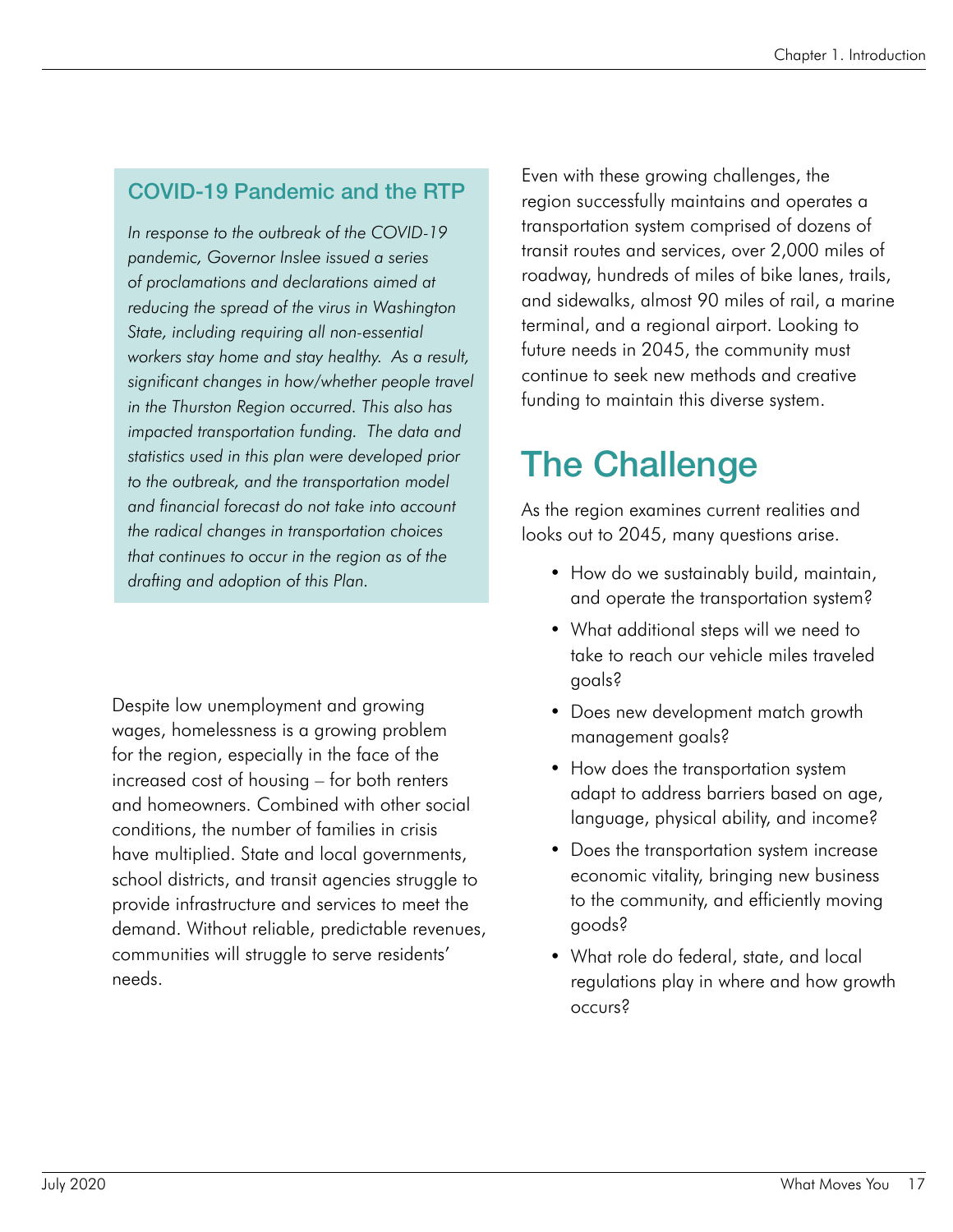### COVID-19 Pandemic and the RTP

*In response to the outbreak of the COVID-19 pandemic, Governor Inslee issued a series of proclamations and declarations aimed at reducing the spread of the virus in Washington State, including requiring all non-essential workers stay home and stay healthy. As a result, significant changes in how/whether people travel in the Thurston Region occurred. This also has impacted transportation funding. The data and statistics used in this plan were developed prior to the outbreak, and the transportation model and financial forecast do not take into account the radical changes in transportation choices that continues to occur in the region as of the drafting and adoption of this Plan.*

Despite low unemployment and growing wages, homelessness is a growing problem for the region, especially in the face of the increased cost of housing – for both renters and homeowners. Combined with other social conditions, the number of families in crisis have multiplied. State and local governments, school districts, and transit agencies struggle to provide infrastructure and services to meet the demand. Without reliable, predictable revenues, communities will struggle to serve residents' needs.

Even with these growing challenges, the region successfully maintains and operates a transportation system comprised of dozens of transit routes and services, over 2,000 miles of roadway, hundreds of miles of bike lanes, trails, and sidewalks, almost 90 miles of rail, a marine terminal, and a regional airport. Looking to future needs in 2045, the community must continue to seek new methods and creative funding to maintain this diverse system.

# The Challenge

As the region examines current realities and looks out to 2045, many questions arise.

- How do we sustainably build, maintain, and operate the transportation system?
- What additional steps will we need to take to reach our vehicle miles traveled goals?
- Does new development match growth management goals?
- How does the transportation system adapt to address barriers based on age, language, physical ability, and income?
- Does the transportation system increase economic vitality, bringing new business to the community, and efficiently moving goods?
- What role do federal, state, and local regulations play in where and how growth occurs?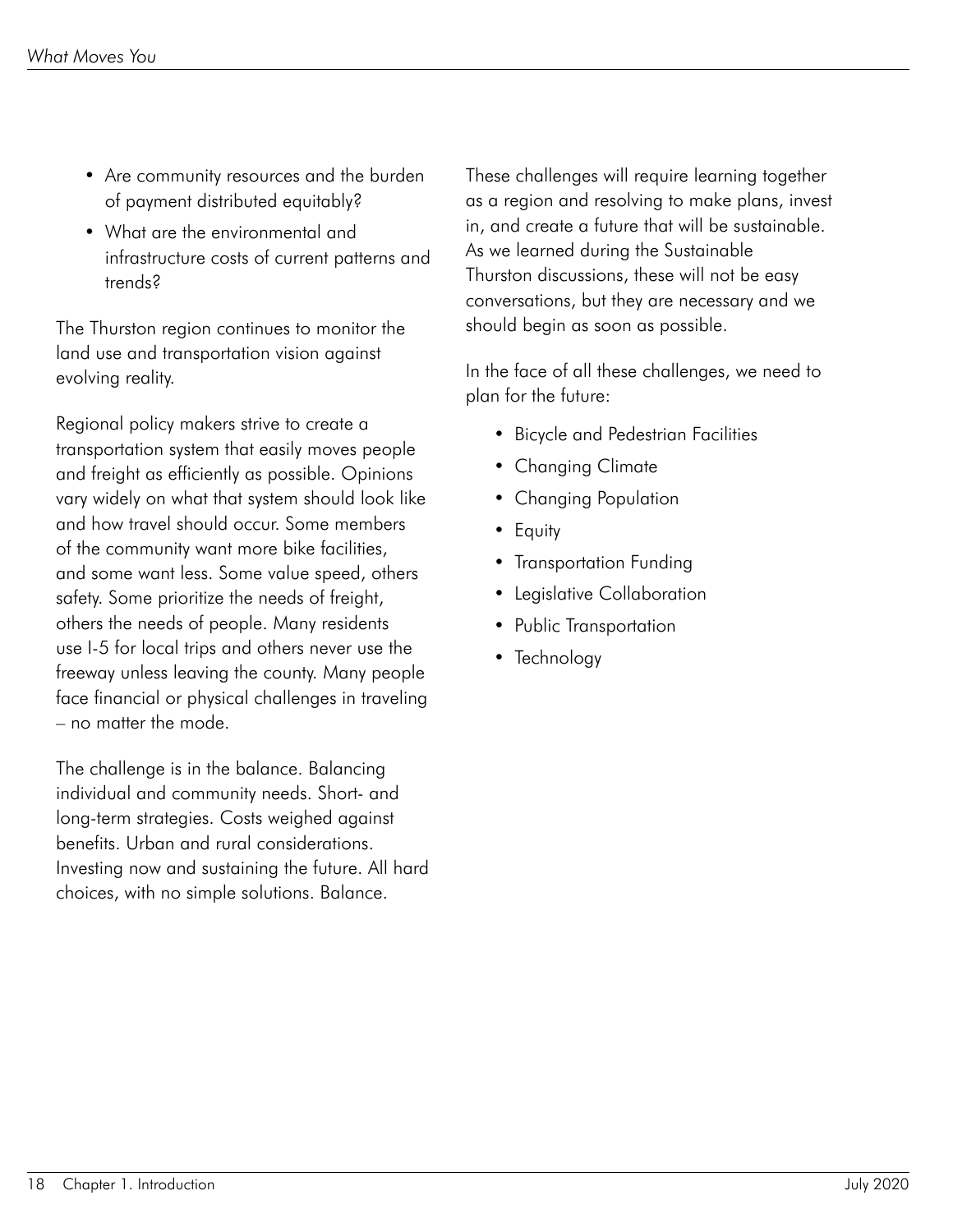- Are community resources and the burden of payment distributed equitably?
- What are the environmental and infrastructure costs of current patterns and trends?

The Thurston region continues to monitor the land use and transportation vision against evolving reality.

Regional policy makers strive to create a transportation system that easily moves people and freight as efficiently as possible. Opinions vary widely on what that system should look like and how travel should occur. Some members of the community want more bike facilities, and some want less. Some value speed, others safety. Some prioritize the needs of freight, others the needs of people. Many residents use I-5 for local trips and others never use the freeway unless leaving the county. Many people face financial or physical challenges in traveling – no matter the mode.

The challenge is in the balance. Balancing individual and community needs. Short- and long-term strategies. Costs weighed against benefits. Urban and rural considerations. Investing now and sustaining the future. All hard choices, with no simple solutions. Balance.

These challenges will require learning together as a region and resolving to make plans, invest in, and create a future that will be sustainable. As we learned during the Sustainable Thurston discussions, these will not be easy conversations, but they are necessary and we should begin as soon as possible.

In the face of all these challenges, we need to plan for the future:

- Bicycle and Pedestrian Facilities
- Changing Climate
- Changing Population
- Equity
- Transportation Funding
- Legislative Collaboration
- Public Transportation
- Technology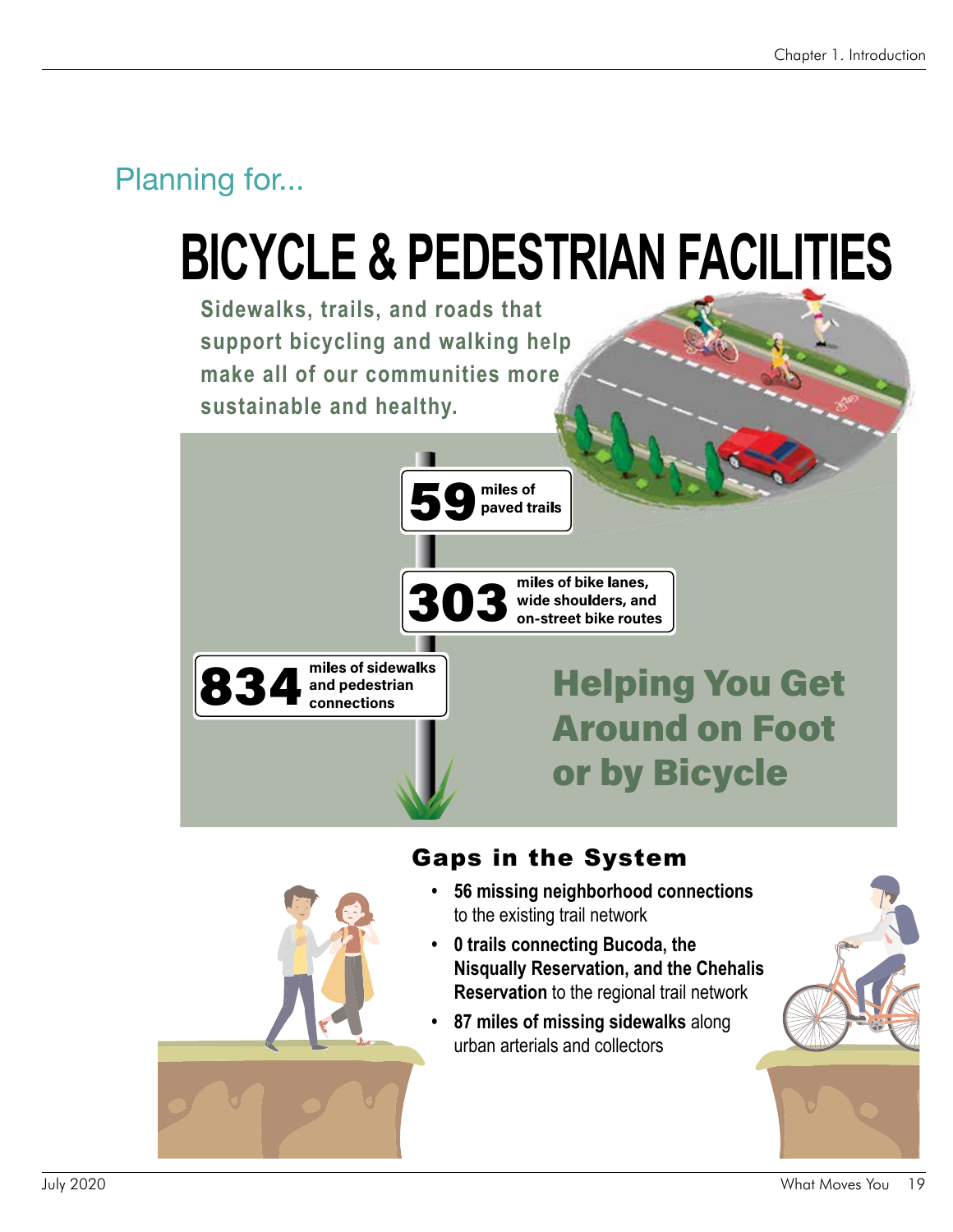Planning for...

# BICYCLE & PEDESTRIAN FACILITIES

**Sidewalks, trails, and roads that support bicycling and walking help make all of our communities more sustainable and healthy.**

**59** miles of paved trails

**303** miles of bike lanes, wide shoulders, and on-street bike routes

**834** miles of sidewalks and pedestrian connections

## Helping You Get Around on Foot or by Bicycle

### Gaps in the System

- **56 missing neighborhood connections** to the existing trail network
- **0 trails connecting Bucoda, the Nisqually Reservation, and the Chehalis Reservation** to the regional trail network
- **87 miles of missing sidewalks** along urban arterials and collectors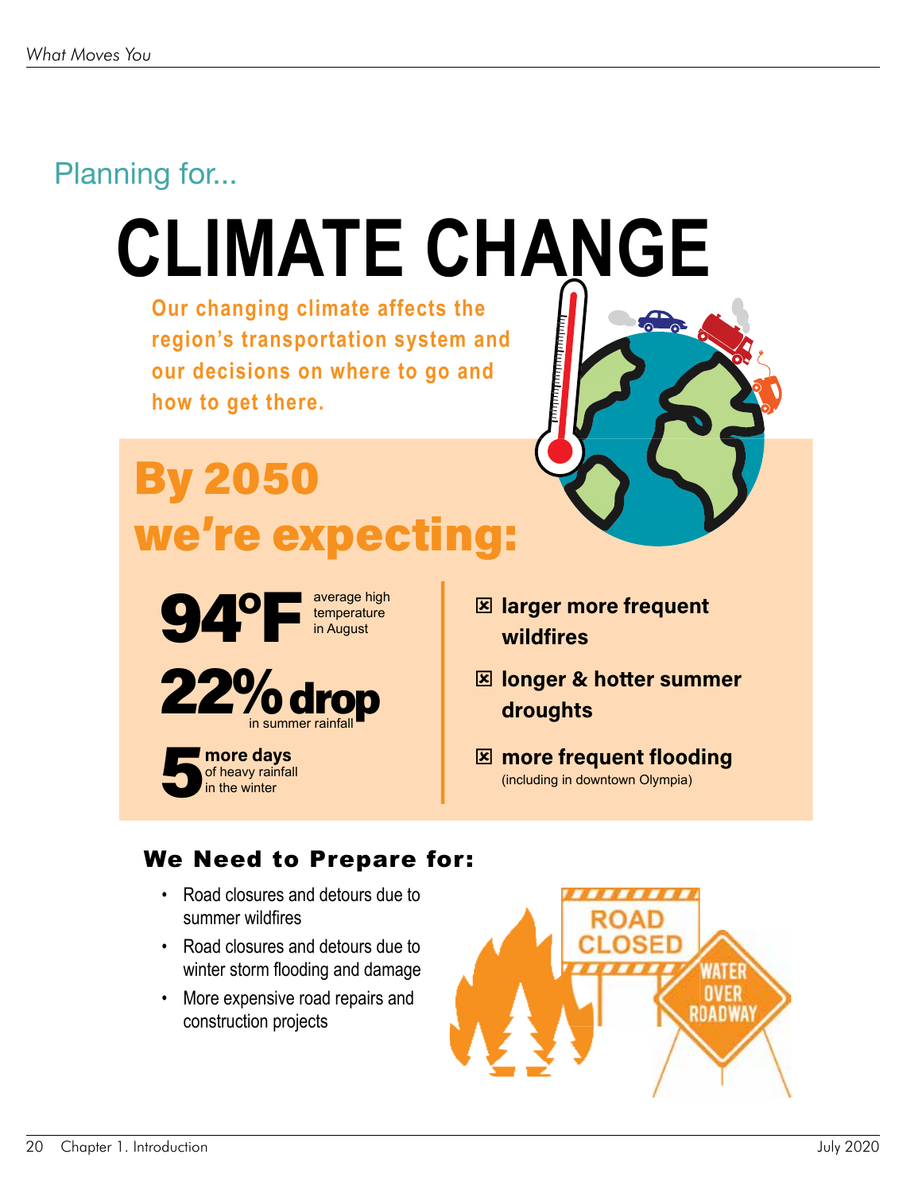Planning for...

# CLIMATE CHANGE

**Our changing climate affects the region's transportation system and our decisions on where to go and how to get there.**

## By 2050 we're expecting:

- **94°F** average high temperature in August
- **22% drop** in summer rainfall
- **5 more days** of heavy rainfall in the winter

- ☒ **larger more frequent wildfires**
- ☒ **longer & hotter summer droughts**
- ☒ **more frequent flooding** (including in downtown Olympia)

### We Need to Prepare for:

- Road closures and detours due to summer wildfires
- Road closures and detours due to winter storm flooding and damage
- More expensive road repairs and construction projects

ROAD CLOSED

WATER OVER ROADWAY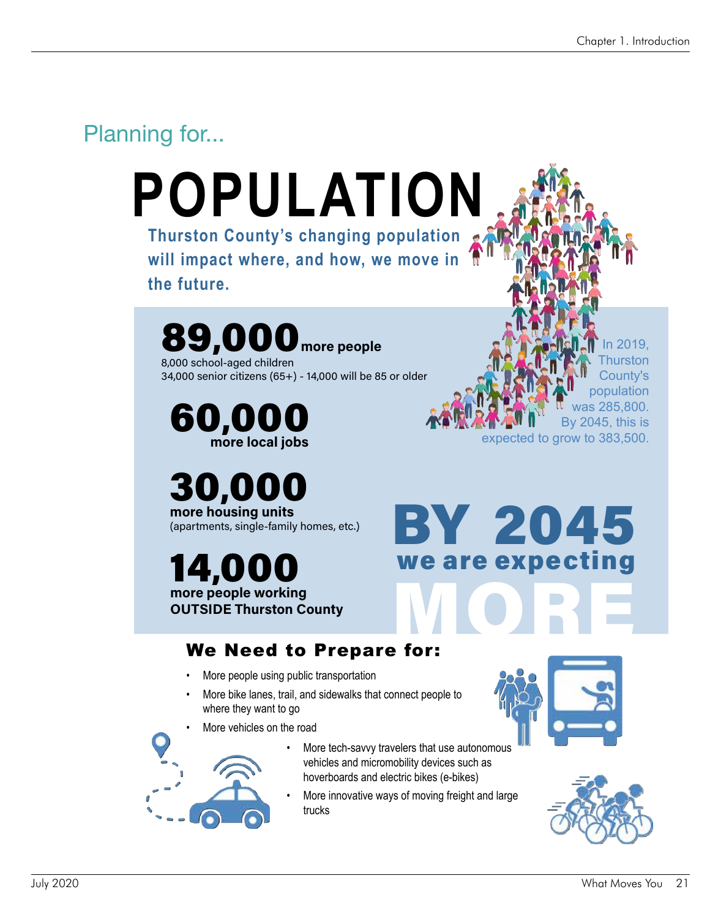## Planning for...

# POPULATION

**Thurston County's changing population will impact where, and how, we move in the future.**

**89,000** **more people**
8,000 school-aged children
34,000 senior citizens (65+) - 14,000 will be 85 or older

**60,000**
**more local jobs**

**30,000**
**more housing units**
(apartments, single-family homes, etc.)

**14,000**
**more people working OUTSIDE Thurston County**

In 2019, Thurston County's population was 285,800. By 2045, this is expected to grow to 383,500.

**BY 2045**
**we are expecting**
**MORE**

### We Need to Prepare for:

- More people using public transportation
- More bike lanes, trail, and sidewalks that connect people to where they want to go
- More vehicles on the road
- More tech-savvy travelers that use autonomous vehicles and micromobility devices such as hoverboards and electric bikes (e-bikes)
- More innovative ways of moving freight and large trucks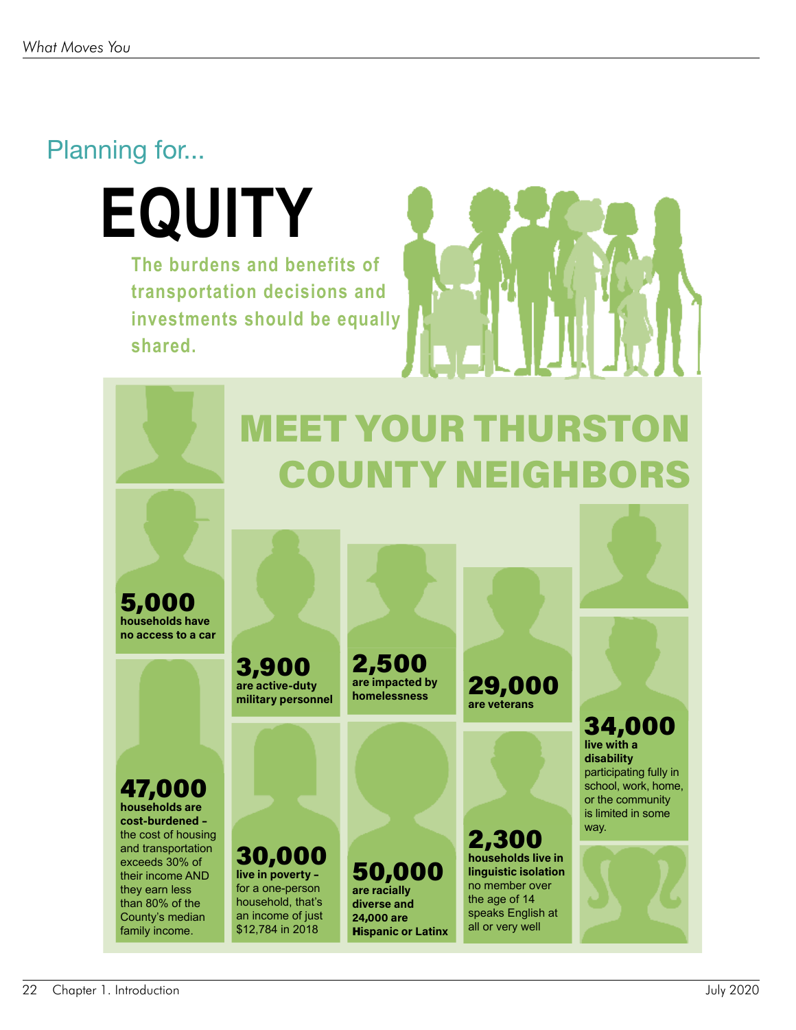Planning for...

# EQUITY

**The burdens and benefits of transportation decisions and investments should be equally shared.**

## MEET YOUR THURSTON COUNTY NEIGHBORS

**5,000**
**households have no access to a car**

**47,000**
**households are cost-burdened –** the cost of housing and transportation exceeds 30% of their income AND they earn less than 80% of the County's median family income.

**3,900**
**are active-duty military personnel**

**30,000**
**live in poverty –** for a one-person household, that's an income of just $12,784 in 2018

**2,500**
**are impacted by homelessness**

**50,000**
**are racially diverse and 24,000 are Hispanic or Latinx**

**29,000**
**are veterans**

**2,300**
**households live in linguistic isolation** no member over the age of 14 speaks English at all or very well

**34,000**
**live with a disability** participating fully in school, work, home, or the community is limited in some way.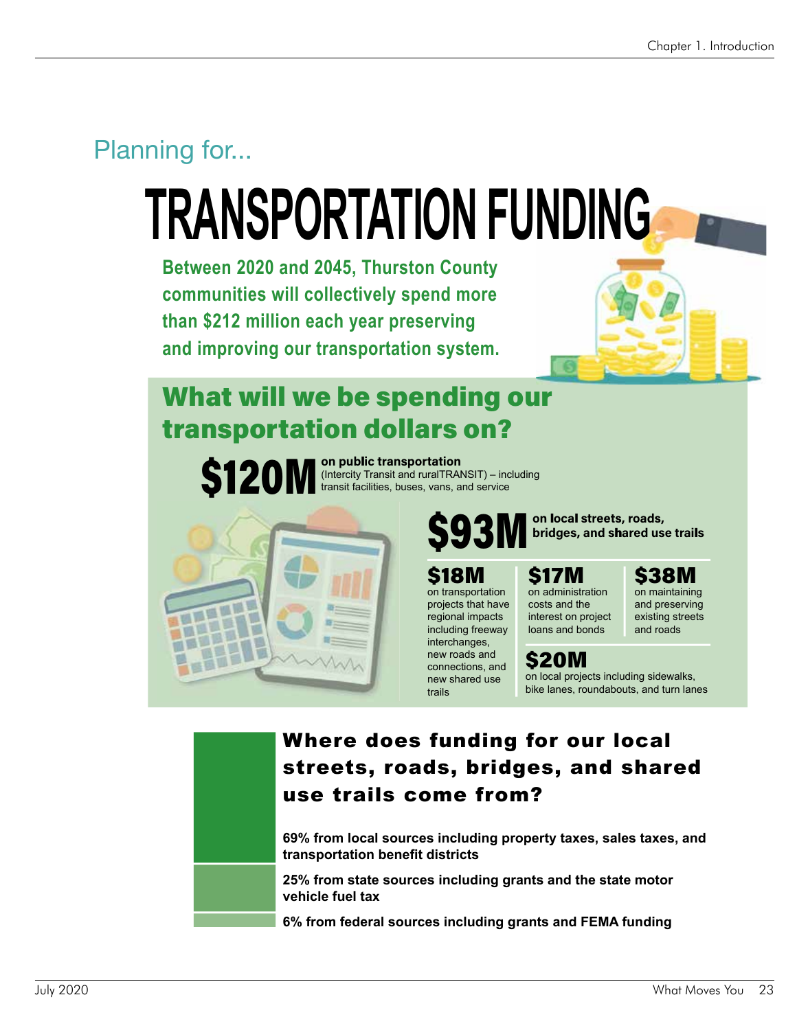Planning for...

# TRANSPORTATION FUNDING

**Between 2020 and 2045, Thurston County communities will collectively spend more than $212 million each year preserving and improving our transportation system.**

## What will we be spending our transportation dollars on?

**$120M** **on public transportation** (Intercity Transit and ruralTRANSIT) – including transit facilities, buses, vans, and service

**$93M** **on local streets, roads, bridges, and shared use trails**

**$18M** on transportation projects that have regional impacts including freeway interchanges, new roads and connections, and new shared use trails

**$17M** on administration costs and the interest on project loans and bonds

**$38M** on maintaining and preserving existing streets and roads

**$20M** on local projects including sidewalks, bike lanes, roundabouts, and turn lanes

## Where does funding for our local streets, roads, bridges, and shared use trails come from?

**69% from local sources including property taxes, sales taxes, and transportation benefit districts**

**25% from state sources including grants and the state motor vehicle fuel tax**

**6% from federal sources including grants and FEMA funding**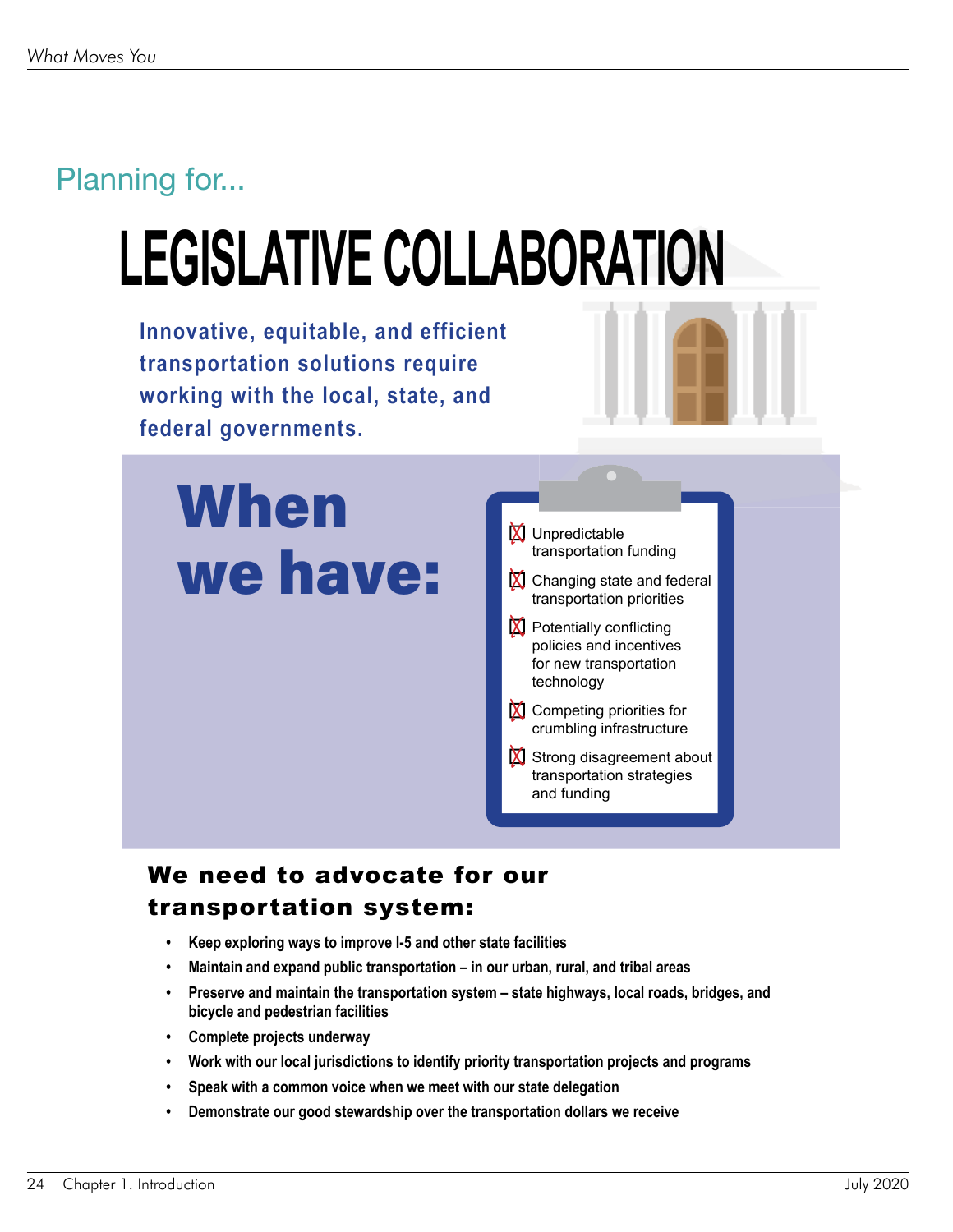Planning for...

# LEGISLATIVE COLLABORATION

**Innovative, equitable, and efficient transportation solutions require working with the local, state, and federal governments.**

## When we have:

- [x] Unpredictable transportation funding
- [x] Changing state and federal transportation priorities
- [x] Potentially conflicting policies and incentives for new transportation technology
- [x] Competing priorities for crumbling infrastructure
- [x] Strong disagreement about transportation strategies and funding

## We need to advocate for our transportation system:

- **Keep exploring ways to improve I-5 and other state facilities**
- **Maintain and expand public transportation – in our urban, rural, and tribal areas**
- **Preserve and maintain the transportation system – state highways, local roads, bridges, and bicycle and pedestrian facilities**
- **Complete projects underway**
- **Work with our local jurisdictions to identify priority transportation projects and programs**
- **Speak with a common voice when we meet with our state delegation**
- **Demonstrate our good stewardship over the transportation dollars we receive**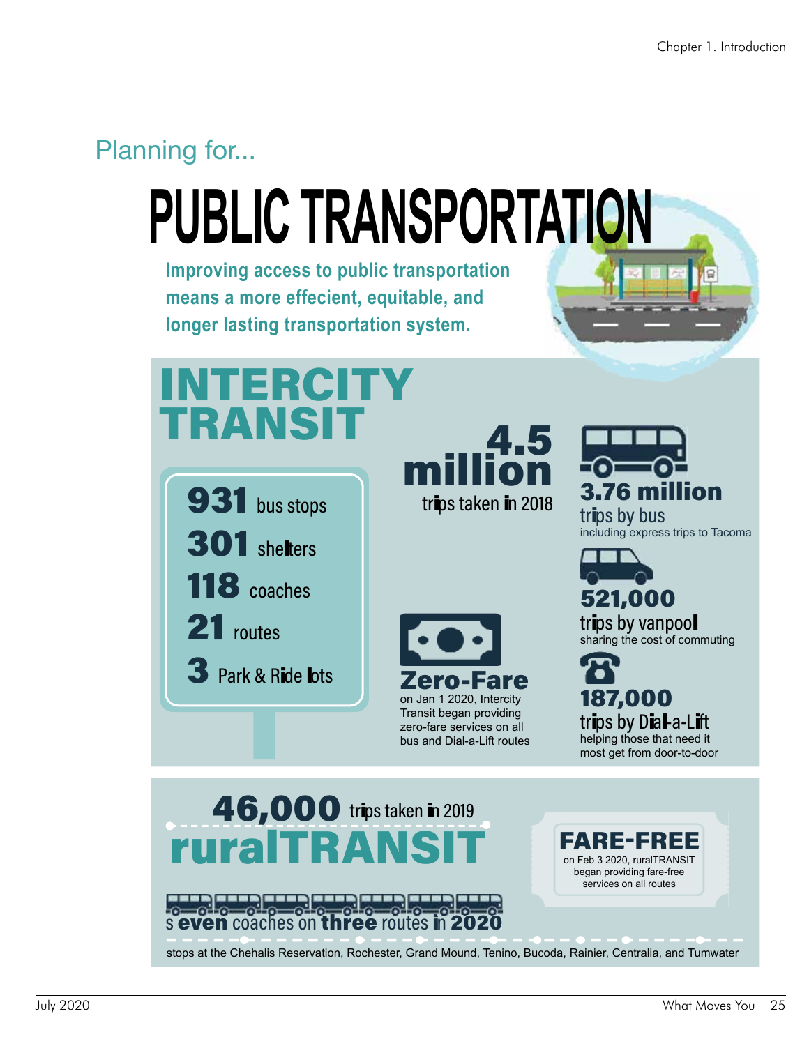Planning for...

# PUBLIC TRANSPORTATION

**Improving access to public transportation means a more effecient, equitable, and longer lasting transportation system.**

## INTERCITY TRANSIT

- **931** bus stops
- **301** shelters
- **118** coaches
- **21** routes
- **3** Park & Ride lots

**4.5 million** trips taken in 2018

**3.76 million** trips by bus
including express trips to Tacoma

**521,000** trips by vanpool
sharing the cost of commuting

**187,000** trips by Dial-a-Lift
helping those that need it most get from door-to-door

**Zero-Fare**
on Jan 1 2020, Intercity Transit began providing zero-fare services on all bus and Dial-a-Lift routes

## ruralTRANSIT

**46,000** trips taken in 2019

s**even** coaches on **three** routes in **2020**

stops at the Chehalis Reservation, Rochester, Grand Mound, Tenino, Bucoda, Rainier, Centralia, and Tumwater

**FARE-FREE**
on Feb 3 2020, ruralTRANSIT began providing fare-free services on all routes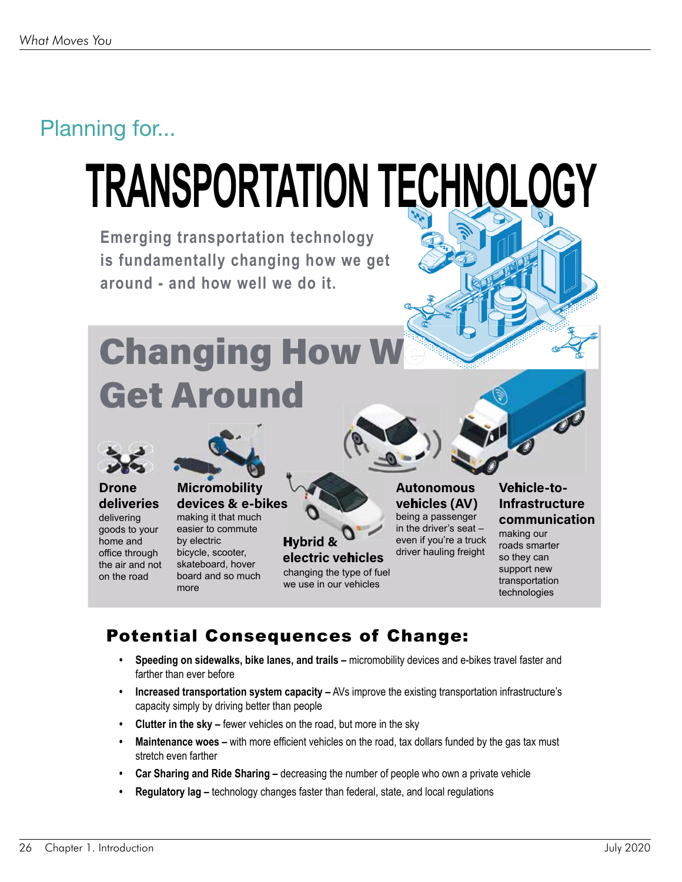Planning for...

# TRANSPORTATION TECHNOLOGY

**Emerging transportation technology is fundamentally changing how we get around - and how well we do it.**

## Changing How We Get Around

**Drone deliveries**
delivering goods to your home and office through the air and not on the road

**Micromobility devices & e-bikes**
making it that much easier to commute by electric bicycle, scooter, skateboard, hover board and so much more

**Hybrid & electric vehicles**
changing the type of fuel we use in our vehicles

**Autonomous vehicles (AV)**
being a passenger in the driver's seat – even if you're a truck driver hauling freight

**Vehicle-to-Infrastructure communication**
making our roads smarter so they can support new transportation technologies

### Potential Consequences of Change:

- **Speeding on sidewalks, bike lanes, and trails –** micromobility devices and e-bikes travel faster and farther than ever before
- **Increased transportation system capacity –** AVs improve the existing transportation infrastructure's capacity simply by driving better than people
- **Clutter in the sky –** fewer vehicles on the road, but more in the sky
- **Maintenance woes –** with more efficient vehicles on the road, tax dollars funded by the gas tax must stretch even farther
- **Car Sharing and Ride Sharing –** decreasing the number of people who own a private vehicle
- **Regulatory lag –** technology changes faster than federal, state, and local regulations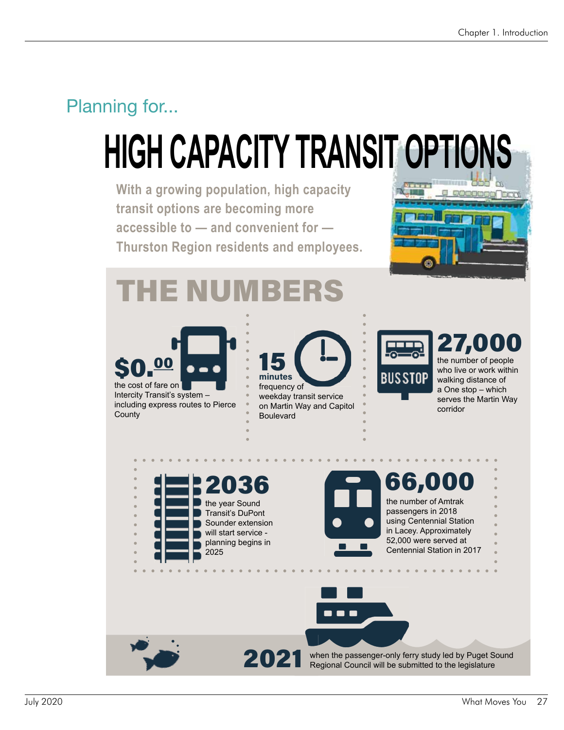Planning for...

# HIGH CAPACITY TRANSIT OPTIONS

**With a growing population, high capacity transit options are becoming more accessible to — and convenient for — Thurston Region residents and employees.**

## THE NUMBERS

**$0.00** the cost of fare on Intercity Transit's system – including express routes to Pierce County

**15 minutes** frequency of weekday transit service on Martin Way and Capitol Boulevard

**27,000** the number of people who live or work within walking distance of a One stop – which serves the Martin Way corridor

**2036** the year Sound Transit's DuPont Sounder extension will start service - planning begins in 2025

**66,000** the number of Amtrak passengers in 2018 using Centennial Station in Lacey. Approximately 52,000 were served at Centennial Station in 2017

**2021** when the passenger-only ferry study led by Puget Sound Regional Council will be submitted to the legislature